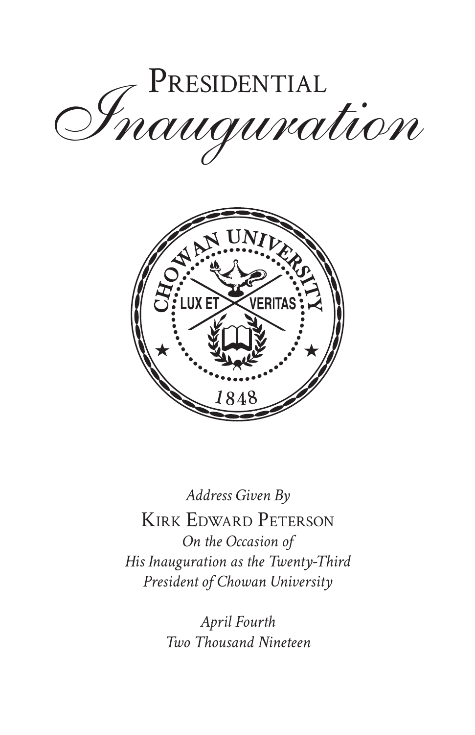# Presidential *Inauguration*

*Address Given By*

Kirk Edward Peterson

*On the Occasion of*
*His Inauguration as the Twenty-Third*
*President of Chowan University*

*April Fourth*
*Two Thousand Nineteen*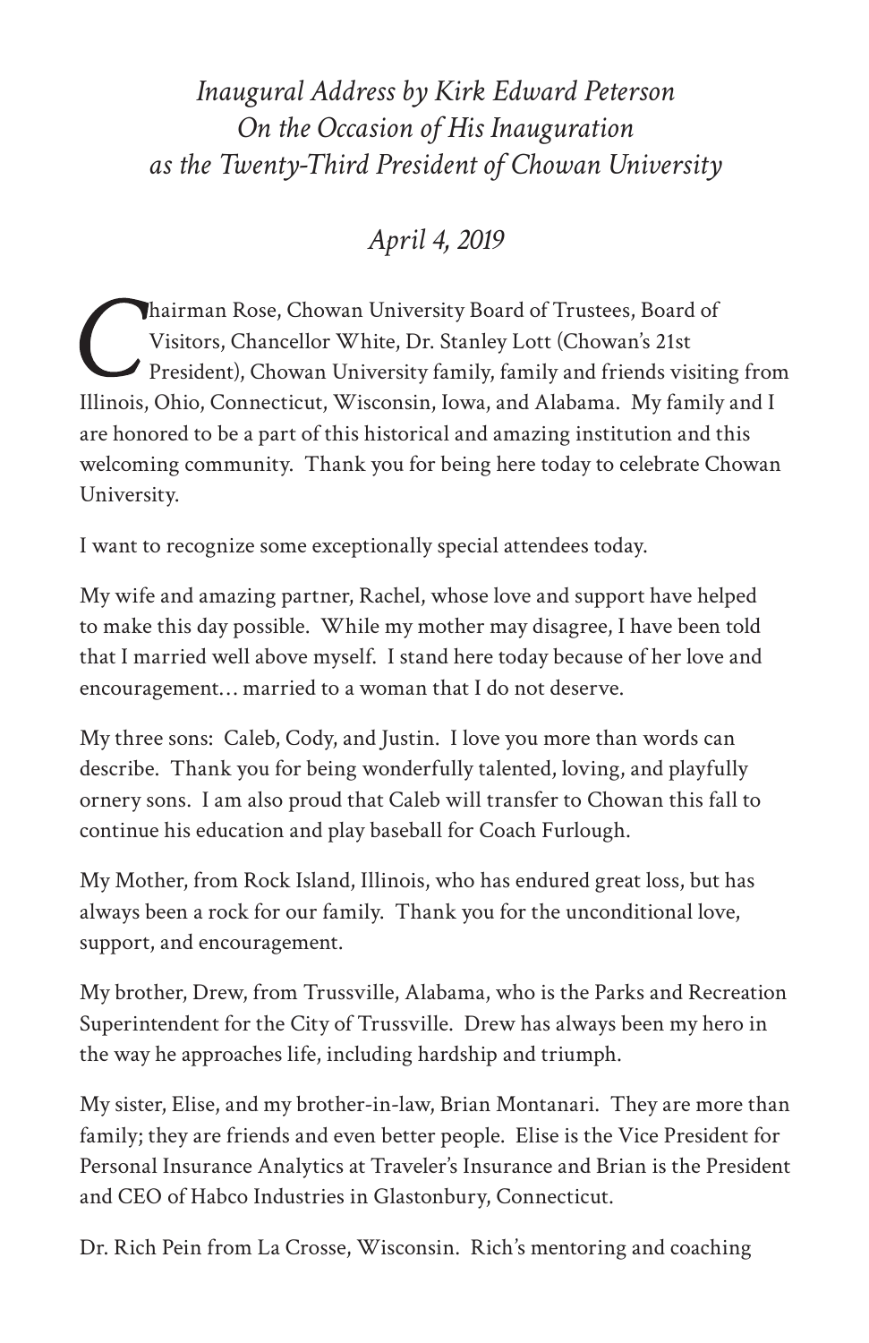*Inaugural Address by Kirk Edward Peterson*
*On the Occasion of His Inauguration*
*as the Twenty-Third President of Chowan University*

*April 4, 2019*

Chairman Rose, Chowan University Board of Trustees, Board of Visitors, Chancellor White, Dr. Stanley Lott (Chowan's 21st President), Chowan University family, family and friends visiting from Illinois, Ohio, Connecticut, Wisconsin, Iowa, and Alabama. My family and I are honored to be a part of this historical and amazing institution and this welcoming community. Thank you for being here today to celebrate Chowan University.

I want to recognize some exceptionally special attendees today.

My wife and amazing partner, Rachel, whose love and support have helped to make this day possible. While my mother may disagree, I have been told that I married well above myself. I stand here today because of her love and encouragement… married to a woman that I do not deserve.

My three sons: Caleb, Cody, and Justin. I love you more than words can describe. Thank you for being wonderfully talented, loving, and playfully ornery sons. I am also proud that Caleb will transfer to Chowan this fall to continue his education and play baseball for Coach Furlough.

My Mother, from Rock Island, Illinois, who has endured great loss, but has always been a rock for our family. Thank you for the unconditional love, support, and encouragement.

My brother, Drew, from Trussville, Alabama, who is the Parks and Recreation Superintendent for the City of Trussville. Drew has always been my hero in the way he approaches life, including hardship and triumph.

My sister, Elise, and my brother-in-law, Brian Montanari. They are more than family; they are friends and even better people. Elise is the Vice President for Personal Insurance Analytics at Traveler's Insurance and Brian is the President and CEO of Habco Industries in Glastonbury, Connecticut.

Dr. Rich Pein from La Crosse, Wisconsin. Rich's mentoring and coaching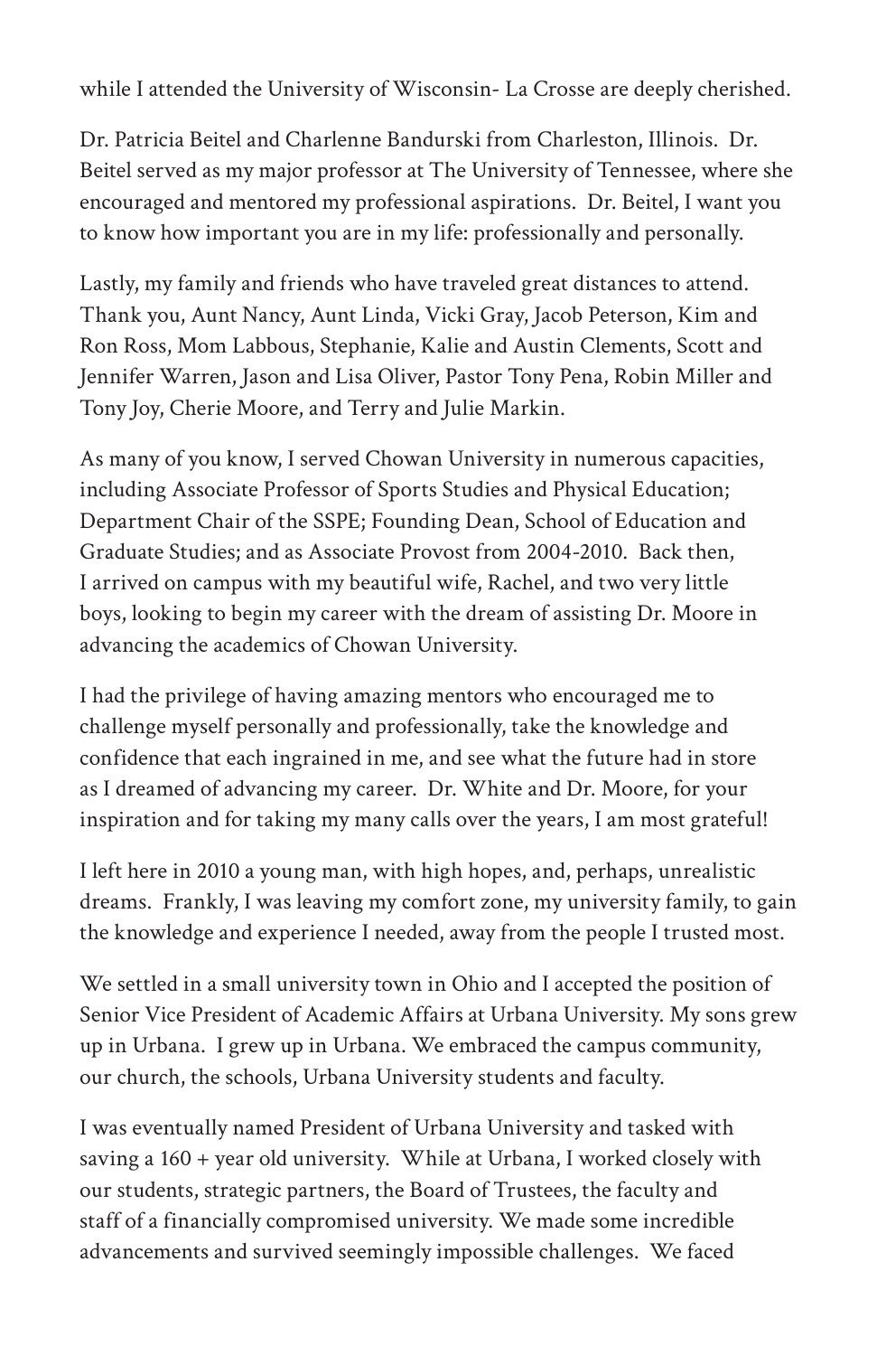while I attended the University of Wisconsin- La Crosse are deeply cherished.

Dr. Patricia Beitel and Charlenne Bandurski from Charleston, Illinois. Dr. Beitel served as my major professor at The University of Tennessee, where she encouraged and mentored my professional aspirations. Dr. Beitel, I want you to know how important you are in my life: professionally and personally.

Lastly, my family and friends who have traveled great distances to attend. Thank you, Aunt Nancy, Aunt Linda, Vicki Gray, Jacob Peterson, Kim and Ron Ross, Mom Labbous, Stephanie, Kalie and Austin Clements, Scott and Jennifer Warren, Jason and Lisa Oliver, Pastor Tony Pena, Robin Miller and Tony Joy, Cherie Moore, and Terry and Julie Markin.

As many of you know, I served Chowan University in numerous capacities, including Associate Professor of Sports Studies and Physical Education; Department Chair of the SSPE; Founding Dean, School of Education and Graduate Studies; and as Associate Provost from 2004-2010. Back then, I arrived on campus with my beautiful wife, Rachel, and two very little boys, looking to begin my career with the dream of assisting Dr. Moore in advancing the academics of Chowan University.

I had the privilege of having amazing mentors who encouraged me to challenge myself personally and professionally, take the knowledge and confidence that each ingrained in me, and see what the future had in store as I dreamed of advancing my career. Dr. White and Dr. Moore, for your inspiration and for taking my many calls over the years, I am most grateful!

I left here in 2010 a young man, with high hopes, and, perhaps, unrealistic dreams. Frankly, I was leaving my comfort zone, my university family, to gain the knowledge and experience I needed, away from the people I trusted most.

We settled in a small university town in Ohio and I accepted the position of Senior Vice President of Academic Affairs at Urbana University. My sons grew up in Urbana. I grew up in Urbana. We embraced the campus community, our church, the schools, Urbana University students and faculty.

I was eventually named President of Urbana University and tasked with saving a 160 + year old university. While at Urbana, I worked closely with our students, strategic partners, the Board of Trustees, the faculty and staff of a financially compromised university. We made some incredible advancements and survived seemingly impossible challenges. We faced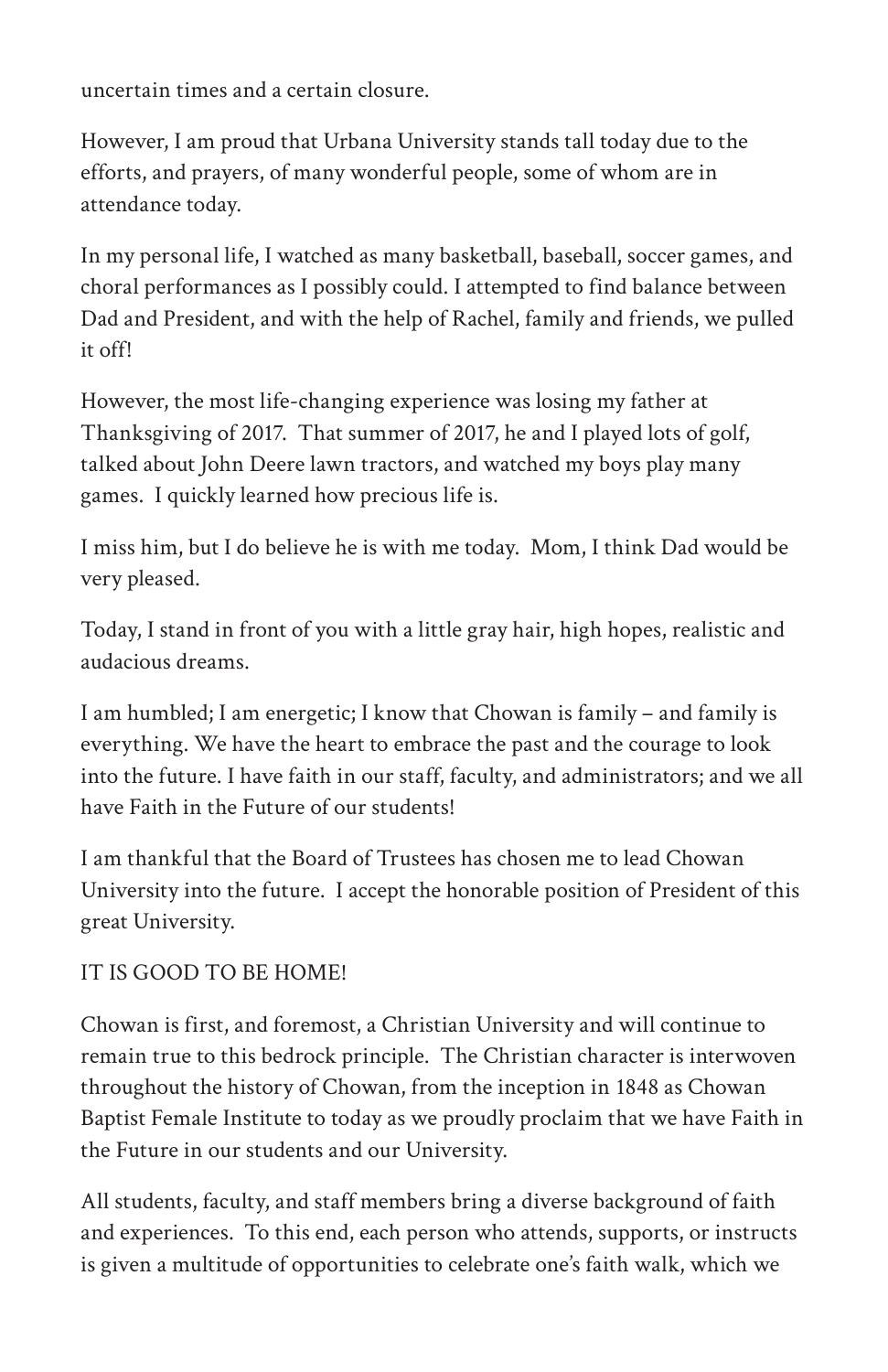uncertain times and a certain closure.

However, I am proud that Urbana University stands tall today due to the efforts, and prayers, of many wonderful people, some of whom are in attendance today.

In my personal life, I watched as many basketball, baseball, soccer games, and choral performances as I possibly could. I attempted to find balance between Dad and President, and with the help of Rachel, family and friends, we pulled it off!

However, the most life-changing experience was losing my father at Thanksgiving of 2017. That summer of 2017, he and I played lots of golf, talked about John Deere lawn tractors, and watched my boys play many games. I quickly learned how precious life is.

I miss him, but I do believe he is with me today. Mom, I think Dad would be very pleased.

Today, I stand in front of you with a little gray hair, high hopes, realistic and audacious dreams.

I am humbled; I am energetic; I know that Chowan is family – and family is everything. We have the heart to embrace the past and the courage to look into the future. I have faith in our staff, faculty, and administrators; and we all have Faith in the Future of our students!

I am thankful that the Board of Trustees has chosen me to lead Chowan University into the future. I accept the honorable position of President of this great University.

IT IS GOOD TO BE HOME!

Chowan is first, and foremost, a Christian University and will continue to remain true to this bedrock principle. The Christian character is interwoven throughout the history of Chowan, from the inception in 1848 as Chowan Baptist Female Institute to today as we proudly proclaim that we have Faith in the Future in our students and our University.

All students, faculty, and staff members bring a diverse background of faith and experiences. To this end, each person who attends, supports, or instructs is given a multitude of opportunities to celebrate one's faith walk, which we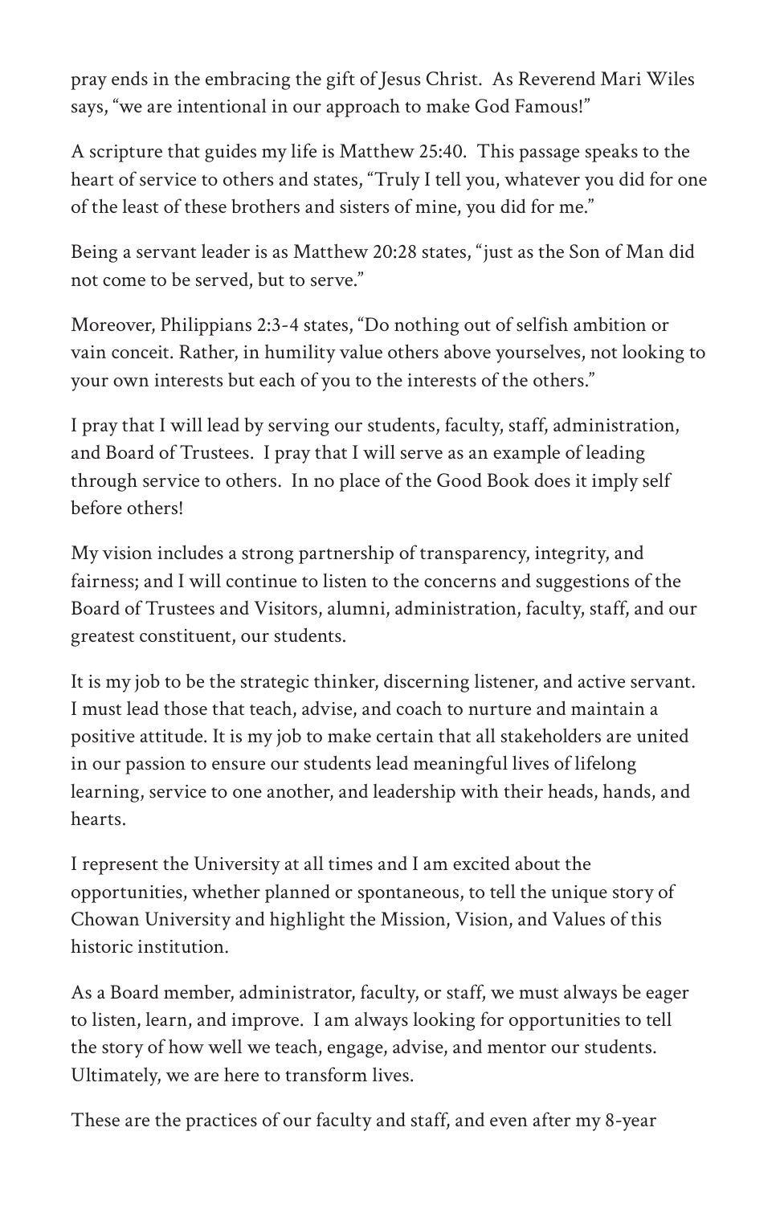pray ends in the embracing the gift of Jesus Christ. As Reverend Mari Wiles says, "we are intentional in our approach to make God Famous!"

A scripture that guides my life is Matthew 25:40. This passage speaks to the heart of service to others and states, "Truly I tell you, whatever you did for one of the least of these brothers and sisters of mine, you did for me."

Being a servant leader is as Matthew 20:28 states, "just as the Son of Man did not come to be served, but to serve."

Moreover, Philippians 2:3-4 states, "Do nothing out of selfish ambition or vain conceit. Rather, in humility value others above yourselves, not looking to your own interests but each of you to the interests of the others."

I pray that I will lead by serving our students, faculty, staff, administration, and Board of Trustees. I pray that I will serve as an example of leading through service to others. In no place of the Good Book does it imply self before others!

My vision includes a strong partnership of transparency, integrity, and fairness; and I will continue to listen to the concerns and suggestions of the Board of Trustees and Visitors, alumni, administration, faculty, staff, and our greatest constituent, our students.

It is my job to be the strategic thinker, discerning listener, and active servant. I must lead those that teach, advise, and coach to nurture and maintain a positive attitude. It is my job to make certain that all stakeholders are united in our passion to ensure our students lead meaningful lives of lifelong learning, service to one another, and leadership with their heads, hands, and hearts.

I represent the University at all times and I am excited about the opportunities, whether planned or spontaneous, to tell the unique story of Chowan University and highlight the Mission, Vision, and Values of this historic institution.

As a Board member, administrator, faculty, or staff, we must always be eager to listen, learn, and improve. I am always looking for opportunities to tell the story of how well we teach, engage, advise, and mentor our students. Ultimately, we are here to transform lives.

These are the practices of our faculty and staff, and even after my 8-year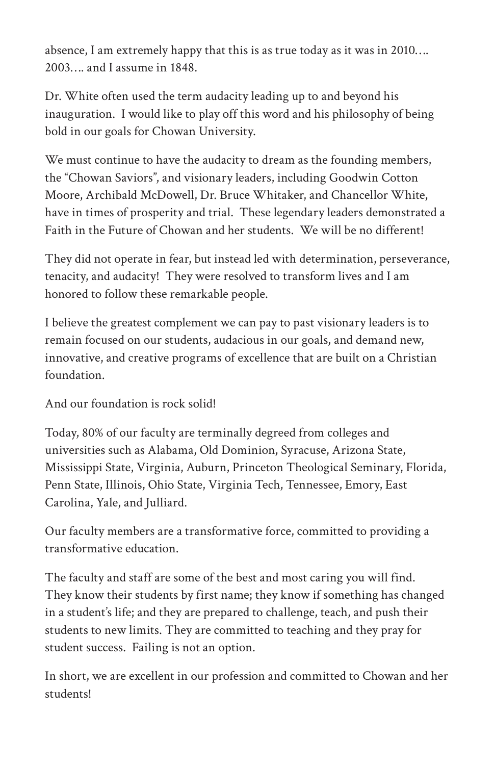absence, I am extremely happy that this is as true today as it was in 2010…. 2003…. and I assume in 1848.

Dr. White often used the term audacity leading up to and beyond his inauguration. I would like to play off this word and his philosophy of being bold in our goals for Chowan University.

We must continue to have the audacity to dream as the founding members, the "Chowan Saviors", and visionary leaders, including Goodwin Cotton Moore, Archibald McDowell, Dr. Bruce Whitaker, and Chancellor White, have in times of prosperity and trial. These legendary leaders demonstrated a Faith in the Future of Chowan and her students. We will be no different!

They did not operate in fear, but instead led with determination, perseverance, tenacity, and audacity! They were resolved to transform lives and I am honored to follow these remarkable people.

I believe the greatest complement we can pay to past visionary leaders is to remain focused on our students, audacious in our goals, and demand new, innovative, and creative programs of excellence that are built on a Christian foundation.

And our foundation is rock solid!

Today, 80% of our faculty are terminally degreed from colleges and universities such as Alabama, Old Dominion, Syracuse, Arizona State, Mississippi State, Virginia, Auburn, Princeton Theological Seminary, Florida, Penn State, Illinois, Ohio State, Virginia Tech, Tennessee, Emory, East Carolina, Yale, and Julliard.

Our faculty members are a transformative force, committed to providing a transformative education.

The faculty and staff are some of the best and most caring you will find. They know their students by first name; they know if something has changed in a student's life; and they are prepared to challenge, teach, and push their students to new limits. They are committed to teaching and they pray for student success. Failing is not an option.

In short, we are excellent in our profession and committed to Chowan and her students!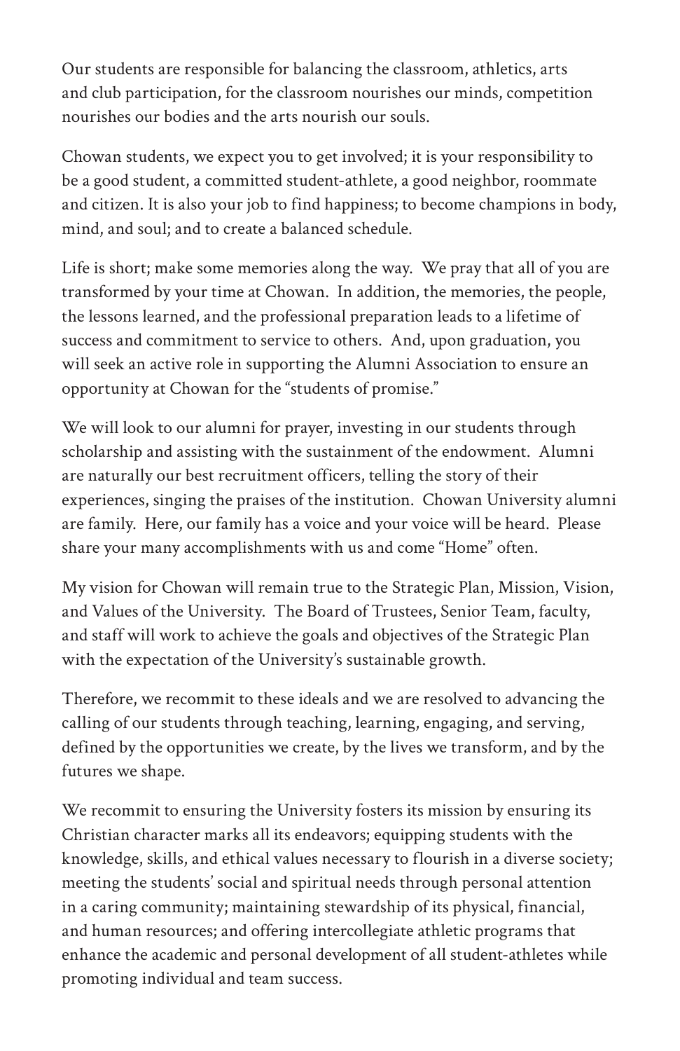Our students are responsible for balancing the classroom, athletics, arts and club participation, for the classroom nourishes our minds, competition nourishes our bodies and the arts nourish our souls.

Chowan students, we expect you to get involved; it is your responsibility to be a good student, a committed student-athlete, a good neighbor, roommate and citizen. It is also your job to find happiness; to become champions in body, mind, and soul; and to create a balanced schedule.

Life is short; make some memories along the way. We pray that all of you are transformed by your time at Chowan. In addition, the memories, the people, the lessons learned, and the professional preparation leads to a lifetime of success and commitment to service to others. And, upon graduation, you will seek an active role in supporting the Alumni Association to ensure an opportunity at Chowan for the "students of promise."

We will look to our alumni for prayer, investing in our students through scholarship and assisting with the sustainment of the endowment. Alumni are naturally our best recruitment officers, telling the story of their experiences, singing the praises of the institution. Chowan University alumni are family. Here, our family has a voice and your voice will be heard. Please share your many accomplishments with us and come "Home" often.

My vision for Chowan will remain true to the Strategic Plan, Mission, Vision, and Values of the University. The Board of Trustees, Senior Team, faculty, and staff will work to achieve the goals and objectives of the Strategic Plan with the expectation of the University's sustainable growth.

Therefore, we recommit to these ideals and we are resolved to advancing the calling of our students through teaching, learning, engaging, and serving, defined by the opportunities we create, by the lives we transform, and by the futures we shape.

We recommit to ensuring the University fosters its mission by ensuring its Christian character marks all its endeavors; equipping students with the knowledge, skills, and ethical values necessary to flourish in a diverse society; meeting the students' social and spiritual needs through personal attention in a caring community; maintaining stewardship of its physical, financial, and human resources; and offering intercollegiate athletic programs that enhance the academic and personal development of all student-athletes while promoting individual and team success.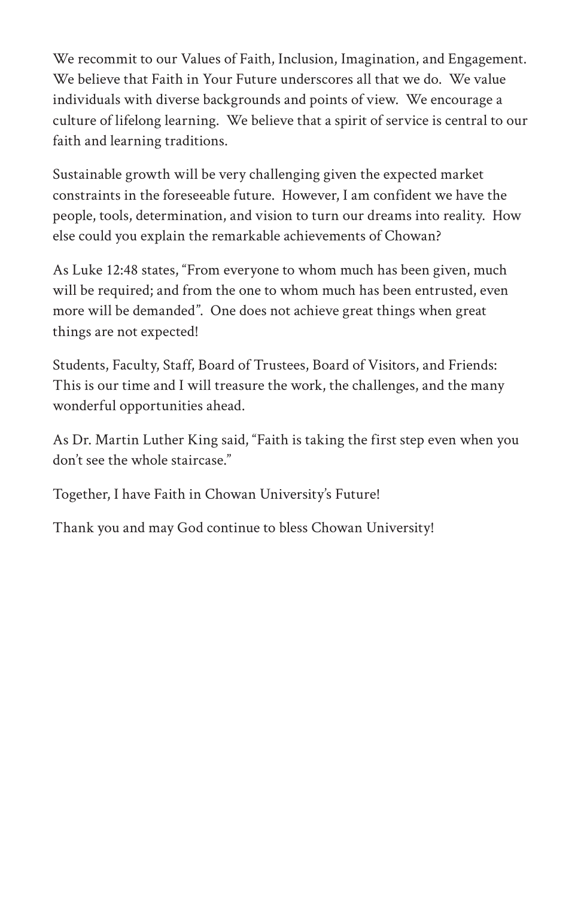We recommit to our Values of Faith, Inclusion, Imagination, and Engagement. We believe that Faith in Your Future underscores all that we do. We value individuals with diverse backgrounds and points of view. We encourage a culture of lifelong learning. We believe that a spirit of service is central to our faith and learning traditions.

Sustainable growth will be very challenging given the expected market constraints in the foreseeable future. However, I am confident we have the people, tools, determination, and vision to turn our dreams into reality. How else could you explain the remarkable achievements of Chowan?

As Luke 12:48 states, "From everyone to whom much has been given, much will be required; and from the one to whom much has been entrusted, even more will be demanded". One does not achieve great things when great things are not expected!

Students, Faculty, Staff, Board of Trustees, Board of Visitors, and Friends: This is our time and I will treasure the work, the challenges, and the many wonderful opportunities ahead.

As Dr. Martin Luther King said, "Faith is taking the first step even when you don't see the whole staircase."

Together, I have Faith in Chowan University's Future!

Thank you and may God continue to bless Chowan University!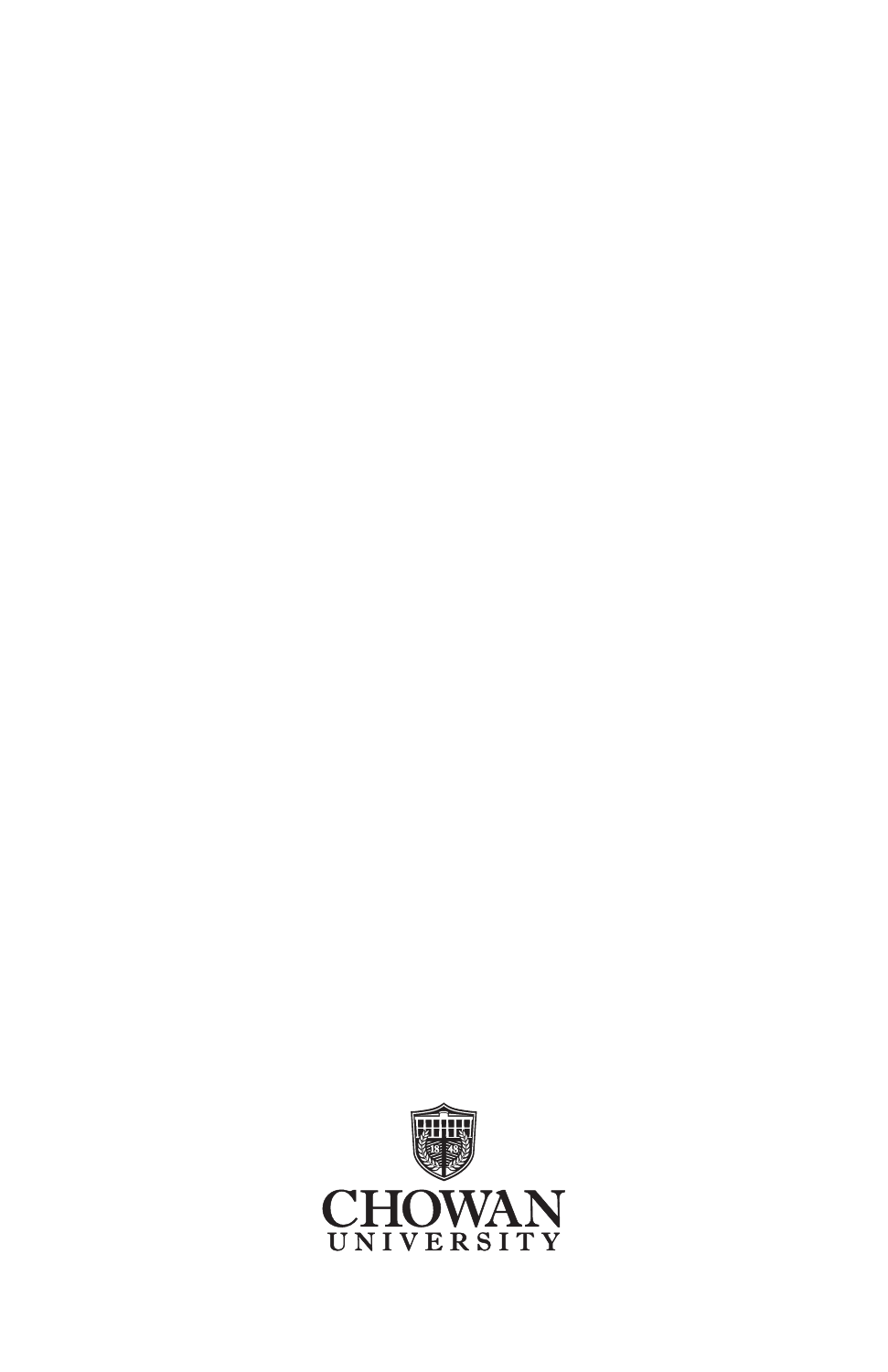CHOWAN
UNIVERSITY